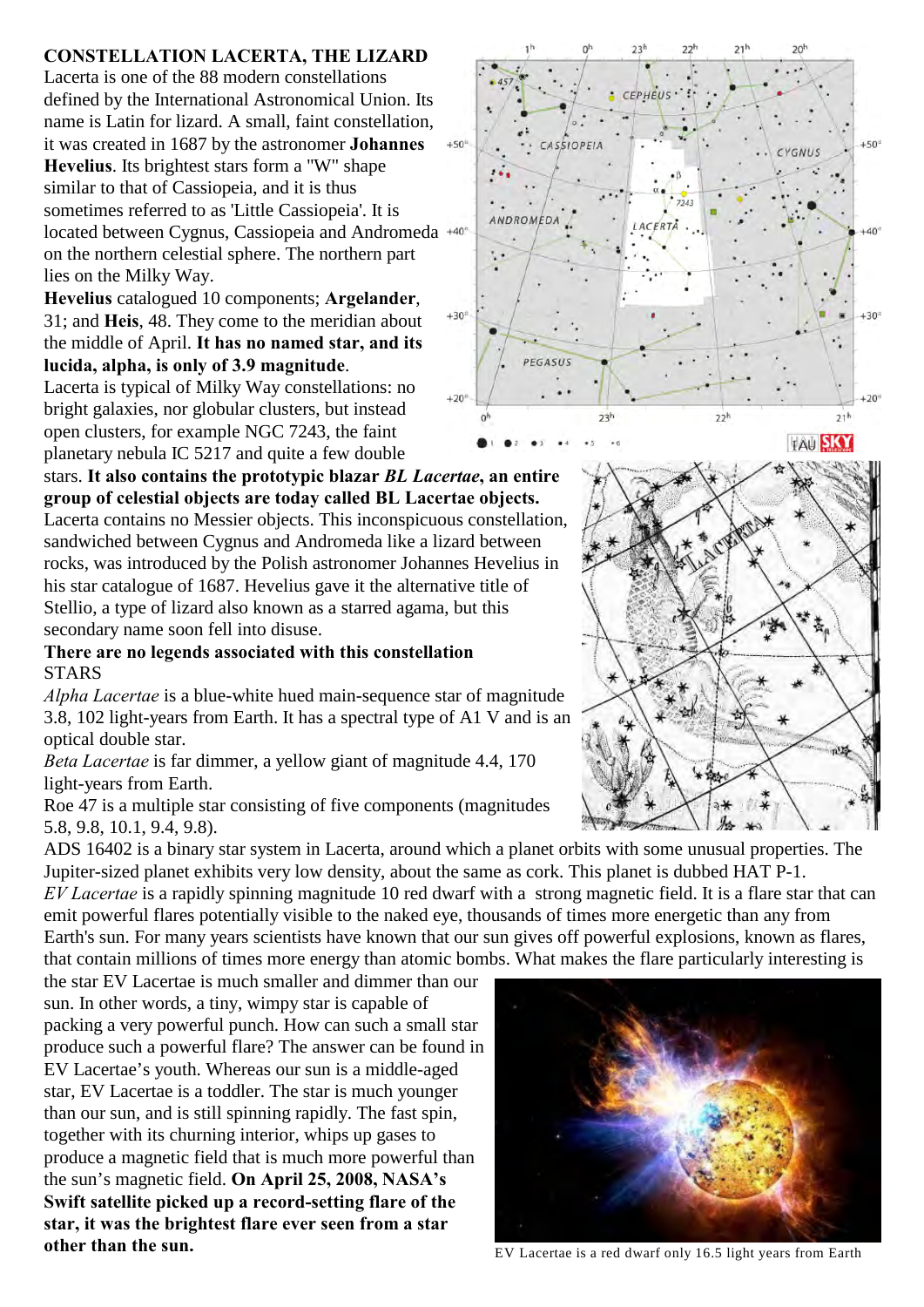**CONSTELLATION LACERTA, THE LIZARD**

Lacerta is one of the 88 modern constellations defined by the International Astronomical Union. Its name is Latin for lizard. A small, faint constellation, it was created in 1687 by the astronomer **Johannes Hevelius**. Its brightest stars form a "W" shape similar to that of Cassiopeia, and it is thus sometimes referred to as 'Little Cassiopeia'. It is located between Cygnus, Cassiopeia and Andromeda on the northern celestial sphere. The northern part lies on the Milky Way.

**Hevelius** catalogued 10 components; **Argelander**, 31; and **Heis**, 48. They come to the meridian about the middle of April. **It has no named star, and its lucida, alpha, is only of 3.9 magnitude**.

Lacerta is typical of Milky Way constellations: no bright galaxies, nor globular clusters, but instead open clusters, for example NGC 7243, the faint planetary nebula IC 5217 and quite a few double stars. **It also contains the prototypic blazar *BL Lacertae*, an entire group of celestial objects are today called BL Lacertae objects.**

Lacerta contains no Messier objects. This inconspicuous constellation, sandwiched between Cygnus and Andromeda like a lizard between rocks, was introduced by the Polish astronomer Johannes Hevelius in his star catalogue of 1687. Hevelius gave it the alternative title of Stellio, a type of lizard also known as a starred agama, but this secondary name soon fell into disuse.

**There are no legends associated with this constellation**

STARS

*Alpha Lacertae* is a blue-white hued main-sequence star of magnitude 3.8, 102 light-years from Earth. It has a spectral type of A1 V and is an optical double star.

*Beta Lacertae* is far dimmer, a yellow giant of magnitude 4.4, 170 light-years from Earth.

Roe 47 is a multiple star consisting of five components (magnitudes 5.8, 9.8, 10.1, 9.4, 9.8).

ADS 16402 is a binary star system in Lacerta, around which a planet orbits with some unusual properties. The Jupiter-sized planet exhibits very low density, about the same as cork. This planet is dubbed HAT P-1.

*EV Lacertae* is a rapidly spinning magnitude 10 red dwarf with a strong magnetic field. It is a flare star that can emit powerful flares potentially visible to the naked eye, thousands of times more energetic than any from Earth's sun. For many years scientists have known that our sun gives off powerful explosions, known as flares, that contain millions of times more energy than atomic bombs. What makes the flare particularly interesting is the star EV Lacertae is much smaller and dimmer than our sun. In other words, a tiny, wimpy star is capable of packing a very powerful punch. How can such a small star produce such a powerful flare? The answer can be found in EV Lacertae's youth. Whereas our sun is a middle-aged star, EV Lacertae is a toddler. The star is much younger than our sun, and is still spinning rapidly. The fast spin, together with its churning interior, whips up gases to produce a magnetic field that is much more powerful than the sun's magnetic field. **On April 25, 2008, NASA's Swift satellite picked up a record-setting flare of the star, it was the brightest flare ever seen from a star other than the sun.**

EV Lacertae is a red dwarf only 16.5 light years from Earth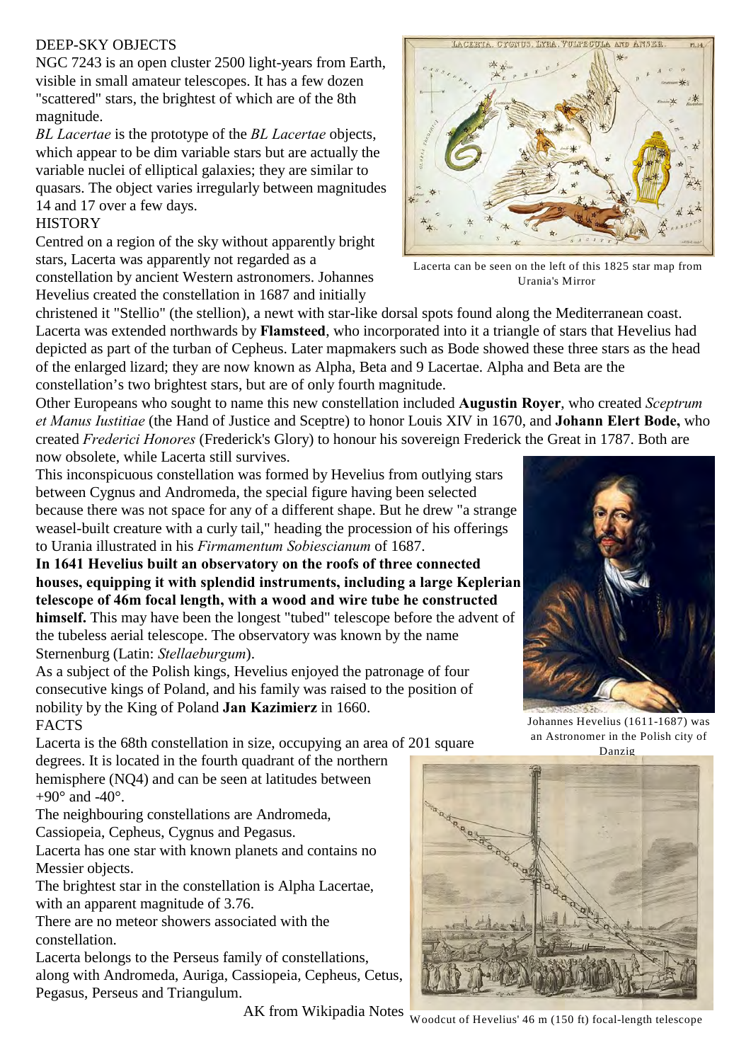DEEP-SKY OBJECTS

NGC 7243 is an open cluster 2500 light-years from Earth, visible in small amateur telescopes. It has a few dozen "scattered" stars, the brightest of which are of the 8th magnitude.

*BL Lacertae* is the prototype of the *BL Lacertae* objects, which appear to be dim variable stars but are actually the variable nuclei of elliptical galaxies; they are similar to quasars. The object varies irregularly between magnitudes 14 and 17 over a few days.

HISTORY

Centred on a region of the sky without apparently bright stars, Lacerta was apparently not regarded as a constellation by ancient Western astronomers. Johannes Hevelius created the constellation in 1687 and initially christened it "Stellio" (the stellion), a newt with star-like dorsal spots found along the Mediterranean coast. Lacerta was extended northwards by **Flamsteed**, who incorporated into it a triangle of stars that Hevelius had depicted as part of the turban of Cepheus. Later mapmakers such as Bode showed these three stars as the head of the enlarged lizard; they are now known as Alpha, Beta and 9 Lacertae. Alpha and Beta are the constellation's two brightest stars, but are of only fourth magnitude.

Lacerta can be seen on the left of this 1825 star map from Urania's Mirror

Other Europeans who sought to name this new constellation included **Augustin Royer**, who created *Sceptrum et Manus Iustitiae* (the Hand of Justice and Sceptre) to honor Louis XIV in 1670, and **Johann Elert Bode,** who created *Frederici Honores* (Frederick's Glory) to honour his sovereign Frederick the Great in 1787. Both are now obsolete, while Lacerta still survives.

This inconspicuous constellation was formed by Hevelius from outlying stars between Cygnus and Andromeda, the special figure having been selected because there was not space for any of a different shape. But he drew "a strange weasel-built creature with a curly tail," heading the procession of his offerings to Urania illustrated in his *Firmamentum Sobiescianum* of 1687.

**In 1641 Hevelius built an observatory on the roofs of three connected houses, equipping it with splendid instruments, including a large Keplerian telescope of 46m focal length, with a wood and wire tube he constructed himself.** This may have been the longest "tubed" telescope before the advent of the tubeless aerial telescope. The observatory was known by the name Sternenburg (Latin: *Stellaeburgum*).

As a subject of the Polish kings, Hevelius enjoyed the patronage of four consecutive kings of Poland, and his family was raised to the position of nobility by the King of Poland **Jan Kazimierz** in 1660.

Johannes Hevelius (1611-1687) was an Astronomer in the Polish city of Danzig

FACTS

Lacerta is the 68th constellation in size, occupying an area of 201 square degrees. It is located in the fourth quadrant of the northern hemisphere (NQ4) and can be seen at latitudes between +90° and -40°.

The neighbouring constellations are Andromeda, Cassiopeia, Cepheus, Cygnus and Pegasus.

Lacerta has one star with known planets and contains no Messier objects.

The brightest star in the constellation is Alpha Lacertae, with an apparent magnitude of 3.76.

There are no meteor showers associated with the constellation.

Lacerta belongs to the Perseus family of constellations, along with Andromeda, Auriga, Cassiopeia, Cepheus, Cetus, Pegasus, Perseus and Triangulum.

AK from Wikipadia Notes

Woodcut of Hevelius' 46 m (150 ft) focal-length telescope